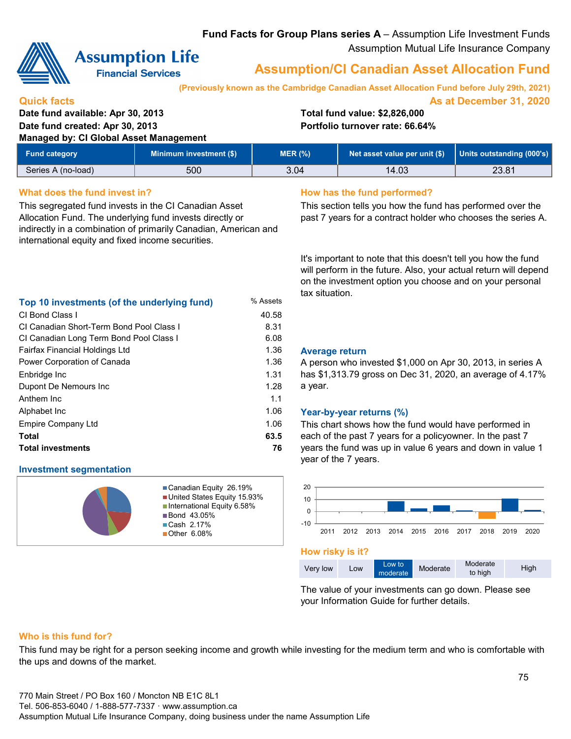**Fund Facts for Group Plans series A** – Assumption Life Investment Funds

Assumption Mutual Life Insurance Company

# Assumption/CI Canadian Asset Allocation Fund

**(Previously known as the Cambridge Canadian Asset Allocation Fund before July 29th, 2021)**

## Quick facts

**As at December 31, 2020**

**Date fund available: Apr 30, 2013**
**Date fund created: Apr 30, 2013**
**Managed by: CI Global Asset Management**

**Total fund value: $2,826,000**
**Portfolio turnover rate: 66.64%**

| Fund category | Minimum investment ($) | MER (%) | Net asset value per unit ($) | Units outstanding (000's) |
|---|---|---|---|---|
| Series A (no-load) | 500 | 3.04 | 14.03 | 23.81 |

## What does the fund invest in?

This segregated fund invests in the CI Canadian Asset Allocation Fund. The underlying fund invests directly or indirectly in a combination of primarily Canadian, American and international equity and fixed income securities.

### Top 10 investments (of the underlying fund)

| | % Assets |
|---|---|
| CI Bond Class I | 40.58 |
| CI Canadian Short-Term Bond Pool Class I | 8.31 |
| CI Canadian Long Term Bond Pool Class I | 6.08 |
| Fairfax Financial Holdings Ltd | 1.36 |
| Power Corporation of Canada | 1.36 |
| Enbridge Inc | 1.31 |
| Dupont De Nemours Inc | 1.28 |
| Anthem Inc | 1.1 |
| Alphabet Inc | 1.06 |
| Empire Company Ltd | 1.06 |
| **Total** | **63.5** |
| **Total investments** | **76** |

### Investment segmentation

- Canadian Equity 26.19%
- United States Equity 15.93%
- International Equity 6.58%
- Bond 43.05%
- Cash 2.17%
- Other 6.08%

## How has the fund performed?

This section tells you how the fund has performed over the past 7 years for a contract holder who chooses the series A.

It's important to note that this doesn't tell you how the fund will perform in the future. Also, your actual return will depend on the investment option you choose and on your personal tax situation.

### Average return

A person who invested $1,000 on Apr 30, 2013, in series A has $1,313.79 gross on Dec 31, 2020, an average of 4.17% a year.

### Year-by-year returns (%)

This chart shows how the fund would have performed in each of the past 7 years for a policyowner. In the past 7 years the fund was up in value 6 years and down in value 1 year of the 7 years.

## How risky is it?

| Very low | Low | **Low to moderate** | Moderate | Moderate to high | High |
|---|---|---|---|---|---|

The value of your investments can go down. Please see your Information Guide for further details.

## Who is this fund for?

This fund may be right for a person seeking income and growth while investing for the medium term and who is comfortable with the ups and downs of the market.

770 Main Street / PO Box 160 / Moncton NB E1C 8L1
Tel. 506-853-6040 / 1-888-577-7337 · www.assumption.ca
Assumption Mutual Life Insurance Company, doing business under the name Assumption Life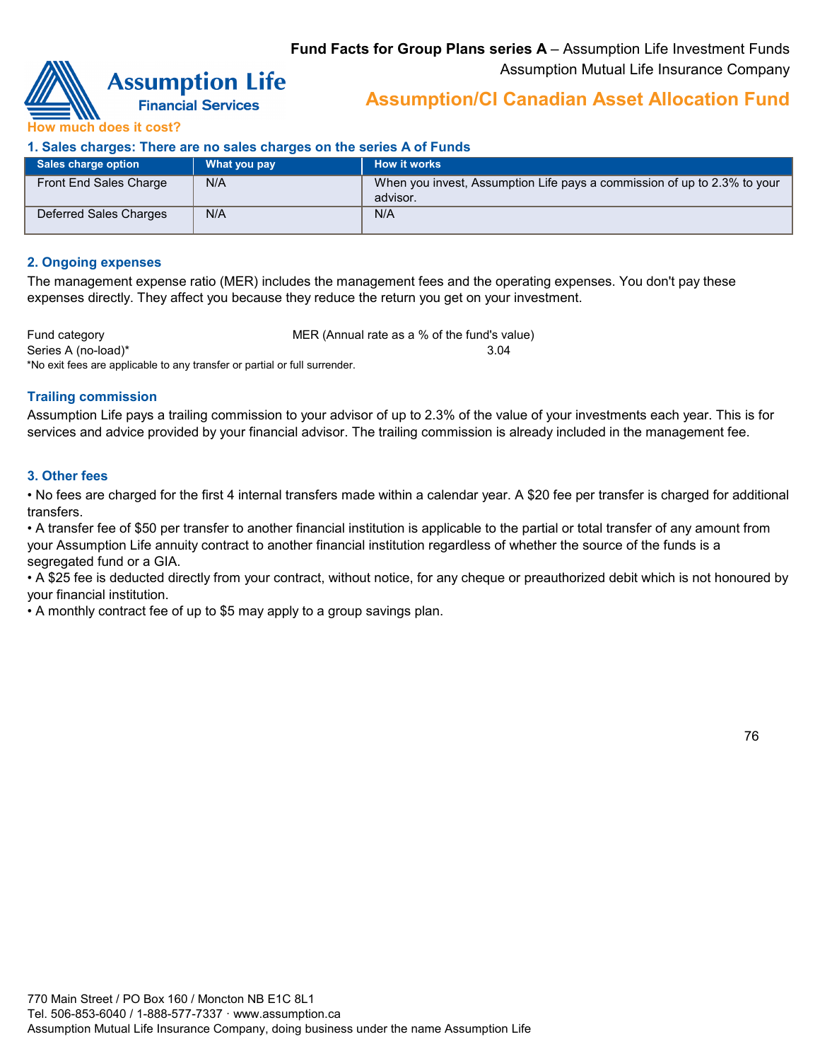**Fund Facts for Group Plans series A** – Assumption Life Investment Funds
Assumption Mutual Life Insurance Company

# Assumption/CI Canadian Asset Allocation Fund

## How much does it cost?

### 1. Sales charges: There are no sales charges on the series A of Funds

| Sales charge option | What you pay | How it works |
|---|---|---|
| Front End Sales Charge | N/A | When you invest, Assumption Life pays a commission of up to 2.3% to your advisor. |
| Deferred Sales Charges | N/A | N/A |

### 2. Ongoing expenses

The management expense ratio (MER) includes the management fees and the operating expenses. You don't pay these expenses directly. They affect you because they reduce the return you get on your investment.

| Fund category | MER (Annual rate as a % of the fund's value) |
|---|---|
| Series A (no-load)* | 3.04 |

*No exit fees are applicable to any transfer or partial or full surrender.

### Trailing commission

Assumption Life pays a trailing commission to your advisor of up to 2.3% of the value of your investments each year. This is for services and advice provided by your financial advisor. The trailing commission is already included in the management fee.

### 3. Other fees

- No fees are charged for the first 4 internal transfers made within a calendar year. A $20 fee per transfer is charged for additional transfers.
- A transfer fee of $50 per transfer to another financial institution is applicable to the partial or total transfer of any amount from your Assumption Life annuity contract to another financial institution regardless of whether the source of the funds is a segregated fund or a GIA.
- A $25 fee is deducted directly from your contract, without notice, for any cheque or preauthorized debit which is not honoured by your financial institution.
- A monthly contract fee of up to $5 may apply to a group savings plan.

770 Main Street / PO Box 160 / Moncton NB E1C 8L1
Tel. 506-853-6040 / 1-888-577-7337 · www.assumption.ca
Assumption Mutual Life Insurance Company, doing business under the name Assumption Life